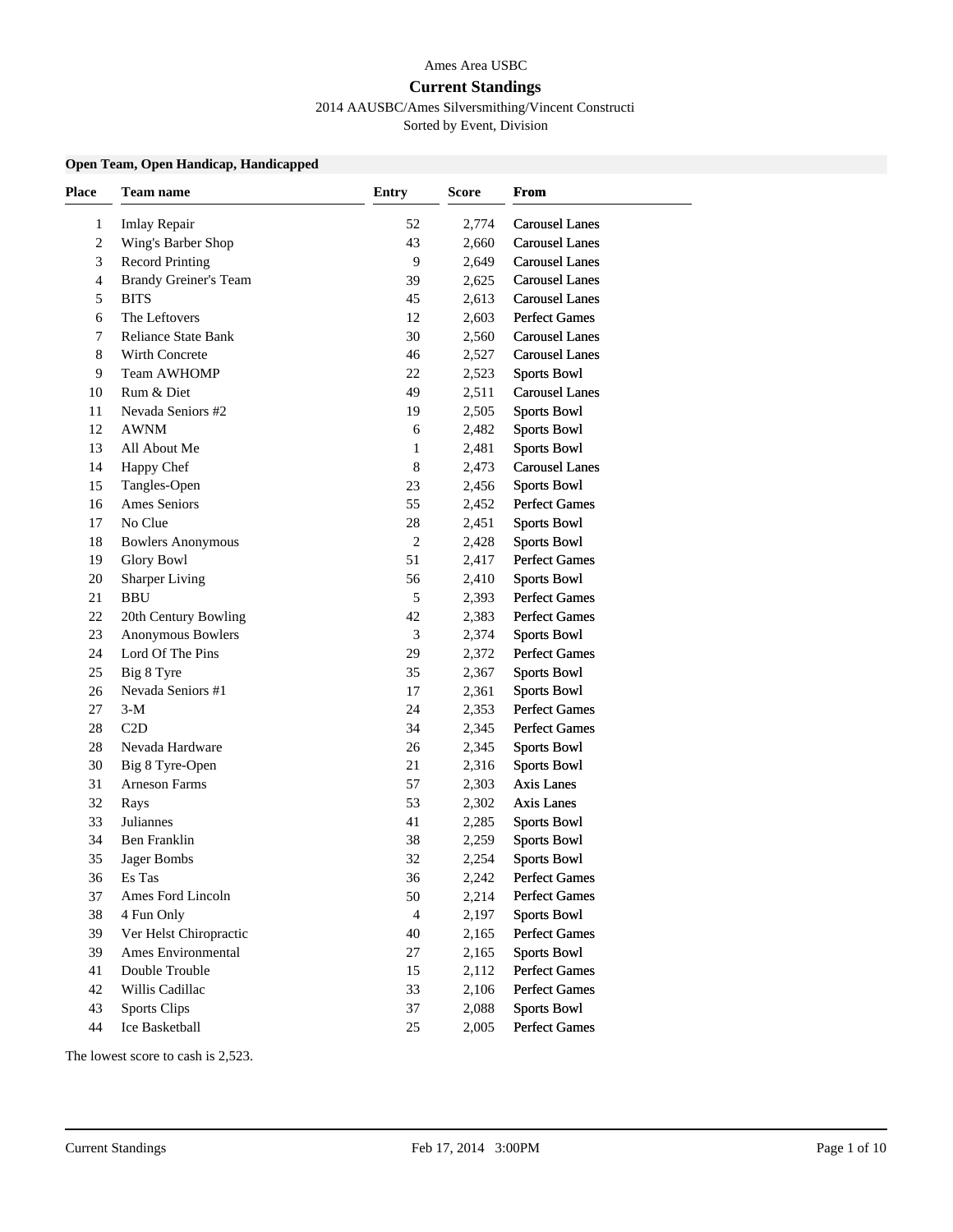Ames Area USBC

# Current Standings

2014 AAUSBC/Ames Silversmithing/Vincent Constructi

Sorted by Event, Division

### Open Team, Open Handicap, Handicapped

| Place | Team name | Entry | Score | From |
|---|---|---|---|---|
| 1 | Imlay Repair | 52 | 2,774 | Carousel Lanes |
| 2 | Wing's Barber Shop | 43 | 2,660 | Carousel Lanes |
| 3 | Record Printing | 9 | 2,649 | Carousel Lanes |
| 4 | Brandy Greiner's Team | 39 | 2,625 | Carousel Lanes |
| 5 | BITS | 45 | 2,613 | Carousel Lanes |
| 6 | The Leftovers | 12 | 2,603 | Perfect Games |
| 7 | Reliance State Bank | 30 | 2,560 | Carousel Lanes |
| 8 | Wirth Concrete | 46 | 2,527 | Carousel Lanes |
| 9 | Team AWHOMP | 22 | 2,523 | Sports Bowl |
| 10 | Rum & Diet | 49 | 2,511 | Carousel Lanes |
| 11 | Nevada Seniors #2 | 19 | 2,505 | Sports Bowl |
| 12 | AWNM | 6 | 2,482 | Sports Bowl |
| 13 | All About Me | 1 | 2,481 | Sports Bowl |
| 14 | Happy Chef | 8 | 2,473 | Carousel Lanes |
| 15 | Tangles-Open | 23 | 2,456 | Sports Bowl |
| 16 | Ames Seniors | 55 | 2,452 | Perfect Games |
| 17 | No Clue | 28 | 2,451 | Sports Bowl |
| 18 | Bowlers Anonymous | 2 | 2,428 | Sports Bowl |
| 19 | Glory Bowl | 51 | 2,417 | Perfect Games |
| 20 | Sharper Living | 56 | 2,410 | Sports Bowl |
| 21 | BBU | 5 | 2,393 | Perfect Games |
| 22 | 20th Century Bowling | 42 | 2,383 | Perfect Games |
| 23 | Anonymous Bowlers | 3 | 2,374 | Sports Bowl |
| 24 | Lord Of The Pins | 29 | 2,372 | Perfect Games |
| 25 | Big 8 Tyre | 35 | 2,367 | Sports Bowl |
| 26 | Nevada Seniors #1 | 17 | 2,361 | Sports Bowl |
| 27 | 3-M | 24 | 2,353 | Perfect Games |
| 28 | C2D | 34 | 2,345 | Perfect Games |
| 28 | Nevada Hardware | 26 | 2,345 | Sports Bowl |
| 30 | Big 8 Tyre-Open | 21 | 2,316 | Sports Bowl |
| 31 | Arneson Farms | 57 | 2,303 | Axis Lanes |
| 32 | Rays | 53 | 2,302 | Axis Lanes |
| 33 | Juliannes | 41 | 2,285 | Sports Bowl |
| 34 | Ben Franklin | 38 | 2,259 | Sports Bowl |
| 35 | Jager Bombs | 32 | 2,254 | Sports Bowl |
| 36 | Es Tas | 36 | 2,242 | Perfect Games |
| 37 | Ames Ford Lincoln | 50 | 2,214 | Perfect Games |
| 38 | 4 Fun Only | 4 | 2,197 | Sports Bowl |
| 39 | Ver Helst Chiropractic | 40 | 2,165 | Perfect Games |
| 39 | Ames Environmental | 27 | 2,165 | Sports Bowl |
| 41 | Double Trouble | 15 | 2,112 | Perfect Games |
| 42 | Willis Cadillac | 33 | 2,106 | Perfect Games |
| 43 | Sports Clips | 37 | 2,088 | Sports Bowl |
| 44 | Ice Basketball | 25 | 2,005 | Perfect Games |

The lowest score to cash is 2,523.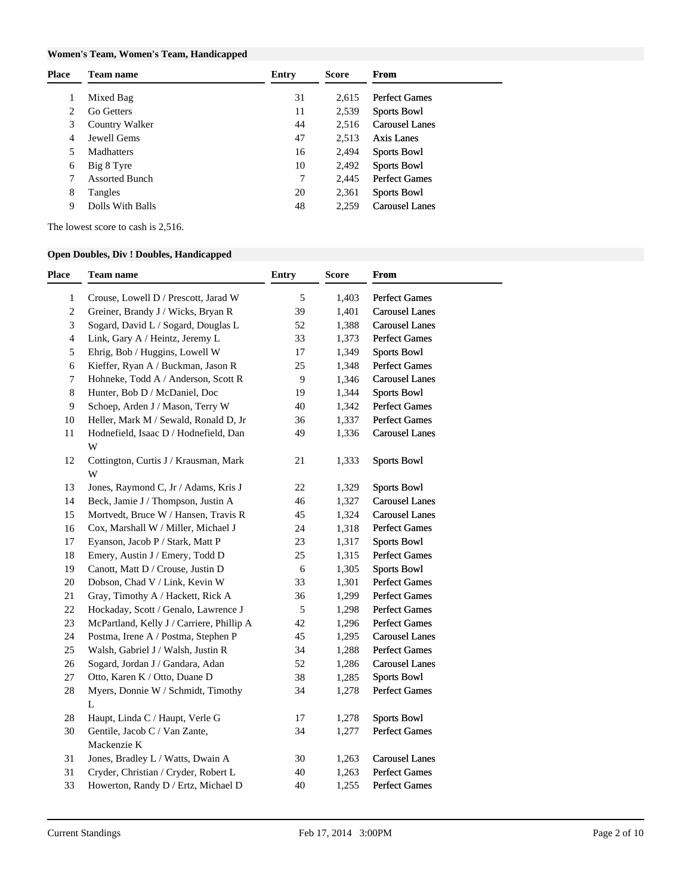**Women's Team, Women's Team, Handicapped**

| Place | Team name | Entry | Score | From |
|---|---|---|---|---|
| 1 | Mixed Bag | 31 | 2,615 | Perfect Games |
| 2 | Go Getters | 11 | 2,539 | Sports Bowl |
| 3 | Country Walker | 44 | 2,516 | Carousel Lanes |
| 4 | Jewell Gems | 47 | 2,513 | Axis Lanes |
| 5 | Madhatters | 16 | 2,494 | Sports Bowl |
| 6 | Big 8 Tyre | 10 | 2,492 | Sports Bowl |
| 7 | Assorted Bunch | 7 | 2,445 | Perfect Games |
| 8 | Tangles | 20 | 2,361 | Sports Bowl |
| 9 | Dolls With Balls | 48 | 2,259 | Carousel Lanes |

The lowest score to cash is 2,516.

**Open Doubles, Div ! Doubles, Handicapped**

| Place | Team name | Entry | Score | From |
|---|---|---|---|---|
| 1 | Crouse, Lowell D / Prescott, Jarad W | 5 | 1,403 | Perfect Games |
| 2 | Greiner, Brandy J / Wicks, Bryan R | 39 | 1,401 | Carousel Lanes |
| 3 | Sogard, David L / Sogard, Douglas L | 52 | 1,388 | Carousel Lanes |
| 4 | Link, Gary A / Heintz, Jeremy L | 33 | 1,373 | Perfect Games |
| 5 | Ehrig, Bob / Huggins, Lowell W | 17 | 1,349 | Sports Bowl |
| 6 | Kieffer, Ryan A / Buckman, Jason R | 25 | 1,348 | Perfect Games |
| 7 | Hohneke, Todd A / Anderson, Scott R | 9 | 1,346 | Carousel Lanes |
| 8 | Hunter, Bob D / McDaniel, Doc | 19 | 1,344 | Sports Bowl |
| 9 | Schoep, Arden J / Mason, Terry W | 40 | 1,342 | Perfect Games |
| 10 | Heller, Mark M / Sewald, Ronald D, Jr | 36 | 1,337 | Perfect Games |
| 11 | Hodnefield, Isaac D / Hodnefield, Dan W | 49 | 1,336 | Carousel Lanes |
| 12 | Cottington, Curtis J / Krausman, Mark W | 21 | 1,333 | Sports Bowl |
| 13 | Jones, Raymond C, Jr / Adams, Kris J | 22 | 1,329 | Sports Bowl |
| 14 | Beck, Jamie J / Thompson, Justin A | 46 | 1,327 | Carousel Lanes |
| 15 | Mortvedt, Bruce W / Hansen, Travis R | 45 | 1,324 | Carousel Lanes |
| 16 | Cox, Marshall W / Miller, Michael J | 24 | 1,318 | Perfect Games |
| 17 | Eyanson, Jacob P / Stark, Matt P | 23 | 1,317 | Sports Bowl |
| 18 | Emery, Austin J / Emery, Todd D | 25 | 1,315 | Perfect Games |
| 19 | Canott, Matt D / Crouse, Justin D | 6 | 1,305 | Sports Bowl |
| 20 | Dobson, Chad V / Link, Kevin W | 33 | 1,301 | Perfect Games |
| 21 | Gray, Timothy A / Hackett, Rick A | 36 | 1,299 | Perfect Games |
| 22 | Hockaday, Scott / Genalo, Lawrence J | 5 | 1,298 | Perfect Games |
| 23 | McPartland, Kelly J / Carriere, Phillip A | 42 | 1,296 | Perfect Games |
| 24 | Postma, Irene A / Postma, Stephen P | 45 | 1,295 | Carousel Lanes |
| 25 | Walsh, Gabriel J / Walsh, Justin R | 34 | 1,288 | Perfect Games |
| 26 | Sogard, Jordan J / Gandara, Adan | 52 | 1,286 | Carousel Lanes |
| 27 | Otto, Karen K / Otto, Duane D | 38 | 1,285 | Sports Bowl |
| 28 | Myers, Donnie W / Schmidt, Timothy L | 34 | 1,278 | Perfect Games |
| 28 | Haupt, Linda C / Haupt, Verle G | 17 | 1,278 | Sports Bowl |
| 30 | Gentile, Jacob C / Van Zante, Mackenzie K | 34 | 1,277 | Perfect Games |
| 31 | Jones, Bradley L / Watts, Dwain A | 30 | 1,263 | Carousel Lanes |
| 31 | Cryder, Christian / Cryder, Robert L | 40 | 1,263 | Perfect Games |
| 33 | Howerton, Randy D / Ertz, Michael D | 40 | 1,255 | Perfect Games |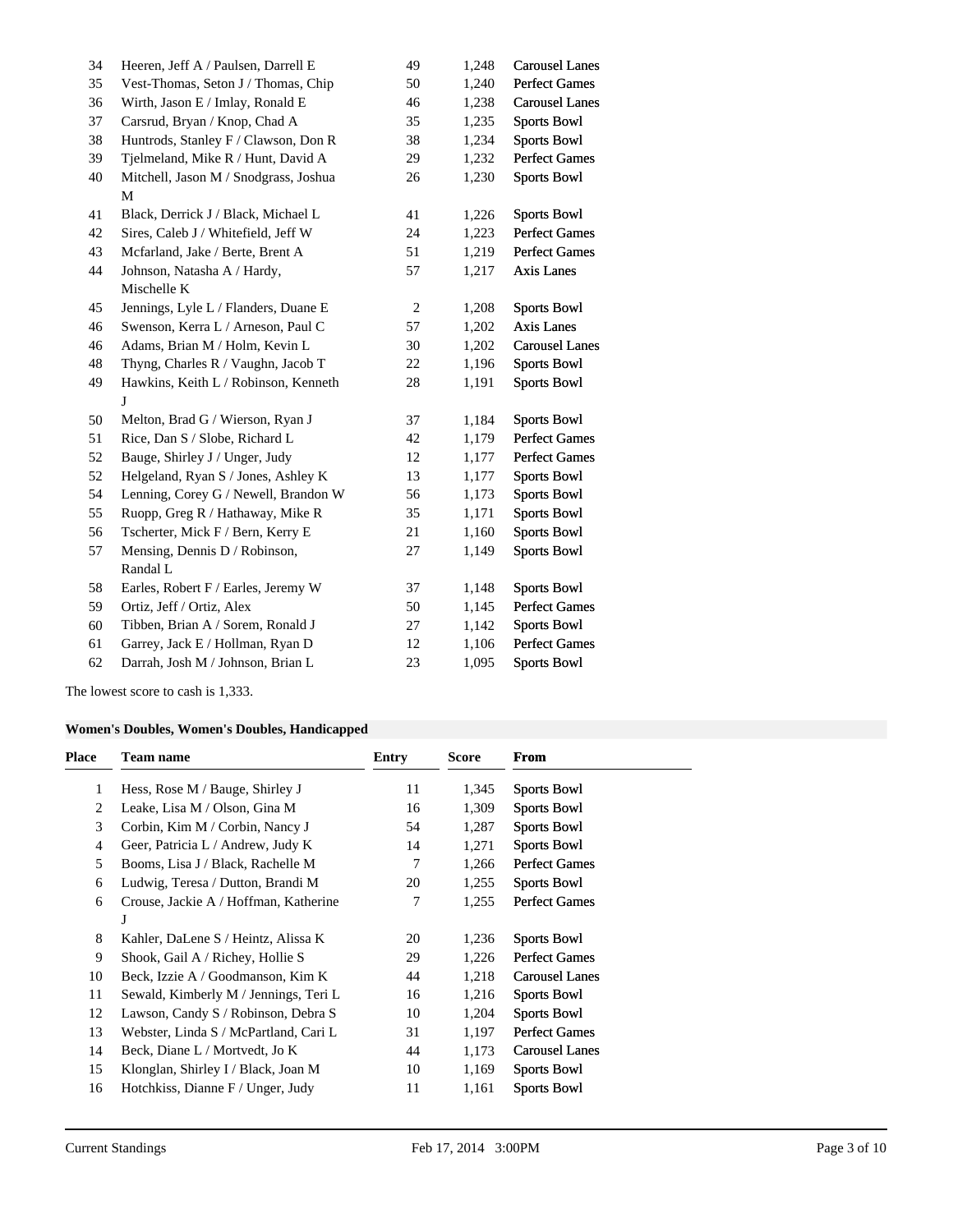| Place | Team name | Entry | Score | From |
|---|---|---|---|---|
| 34 | Heeren, Jeff A / Paulsen, Darrell E | 49 | 1,248 | Carousel Lanes |
| 35 | Vest-Thomas, Seton J / Thomas, Chip | 50 | 1,240 | Perfect Games |
| 36 | Wirth, Jason E / Imlay, Ronald E | 46 | 1,238 | Carousel Lanes |
| 37 | Carsrud, Bryan / Knop, Chad A | 35 | 1,235 | Sports Bowl |
| 38 | Huntrods, Stanley F / Clawson, Don R | 38 | 1,234 | Sports Bowl |
| 39 | Tjelmeland, Mike R / Hunt, David A | 29 | 1,232 | Perfect Games |
| 40 | Mitchell, Jason M / Snodgrass, Joshua M | 26 | 1,230 | Sports Bowl |
| 41 | Black, Derrick J / Black, Michael L | 41 | 1,226 | Sports Bowl |
| 42 | Sires, Caleb J / Whitefield, Jeff W | 24 | 1,223 | Perfect Games |
| 43 | Mcfarland, Jake / Berte, Brent A | 51 | 1,219 | Perfect Games |
| 44 | Johnson, Natasha A / Hardy, Mischelle K | 57 | 1,217 | Axis Lanes |
| 45 | Jennings, Lyle L / Flanders, Duane E | 2 | 1,208 | Sports Bowl |
| 46 | Swenson, Kerra L / Arneson, Paul C | 57 | 1,202 | Axis Lanes |
| 46 | Adams, Brian M / Holm, Kevin L | 30 | 1,202 | Carousel Lanes |
| 48 | Thyng, Charles R / Vaughn, Jacob T | 22 | 1,196 | Sports Bowl |
| 49 | Hawkins, Keith L / Robinson, Kenneth J | 28 | 1,191 | Sports Bowl |
| 50 | Melton, Brad G / Wierson, Ryan J | 37 | 1,184 | Sports Bowl |
| 51 | Rice, Dan S / Slobe, Richard L | 42 | 1,179 | Perfect Games |
| 52 | Bauge, Shirley J / Unger, Judy | 12 | 1,177 | Perfect Games |
| 52 | Helgeland, Ryan S / Jones, Ashley K | 13 | 1,177 | Sports Bowl |
| 54 | Lenning, Corey G / Newell, Brandon W | 56 | 1,173 | Sports Bowl |
| 55 | Ruopp, Greg R / Hathaway, Mike R | 35 | 1,171 | Sports Bowl |
| 56 | Tscherter, Mick F / Bern, Kerry E | 21 | 1,160 | Sports Bowl |
| 57 | Mensing, Dennis D / Robinson, Randal L | 27 | 1,149 | Sports Bowl |
| 58 | Earles, Robert F / Earles, Jeremy W | 37 | 1,148 | Sports Bowl |
| 59 | Ortiz, Jeff / Ortiz, Alex | 50 | 1,145 | Perfect Games |
| 60 | Tibben, Brian A / Sorem, Ronald J | 27 | 1,142 | Sports Bowl |
| 61 | Garrey, Jack E / Hollman, Ryan D | 12 | 1,106 | Perfect Games |
| 62 | Darrah, Josh M / Johnson, Brian L | 23 | 1,095 | Sports Bowl |

The lowest score to cash is 1,333.

**Women's Doubles, Women's Doubles, Handicapped**

| Place | Team name | Entry | Score | From |
|---|---|---|---|---|
| 1 | Hess, Rose M / Bauge, Shirley J | 11 | 1,345 | Sports Bowl |
| 2 | Leake, Lisa M / Olson, Gina M | 16 | 1,309 | Sports Bowl |
| 3 | Corbin, Kim M / Corbin, Nancy J | 54 | 1,287 | Sports Bowl |
| 4 | Geer, Patricia L / Andrew, Judy K | 14 | 1,271 | Sports Bowl |
| 5 | Booms, Lisa J / Black, Rachelle M | 7 | 1,266 | Perfect Games |
| 6 | Ludwig, Teresa / Dutton, Brandi M | 20 | 1,255 | Sports Bowl |
| 6 | Crouse, Jackie A / Hoffman, Katherine J | 7 | 1,255 | Perfect Games |
| 8 | Kahler, DaLene S / Heintz, Alissa K | 20 | 1,236 | Sports Bowl |
| 9 | Shook, Gail A / Richey, Hollie S | 29 | 1,226 | Perfect Games |
| 10 | Beck, Izzie A / Goodmanson, Kim K | 44 | 1,218 | Carousel Lanes |
| 11 | Sewald, Kimberly M / Jennings, Teri L | 16 | 1,216 | Sports Bowl |
| 12 | Lawson, Candy S / Robinson, Debra S | 10 | 1,204 | Sports Bowl |
| 13 | Webster, Linda S / McPartland, Cari L | 31 | 1,197 | Perfect Games |
| 14 | Beck, Diane L / Mortvedt, Jo K | 44 | 1,173 | Carousel Lanes |
| 15 | Klonglan, Shirley I / Black, Joan M | 10 | 1,169 | Sports Bowl |
| 16 | Hotchkiss, Dianne F / Unger, Judy | 11 | 1,161 | Sports Bowl |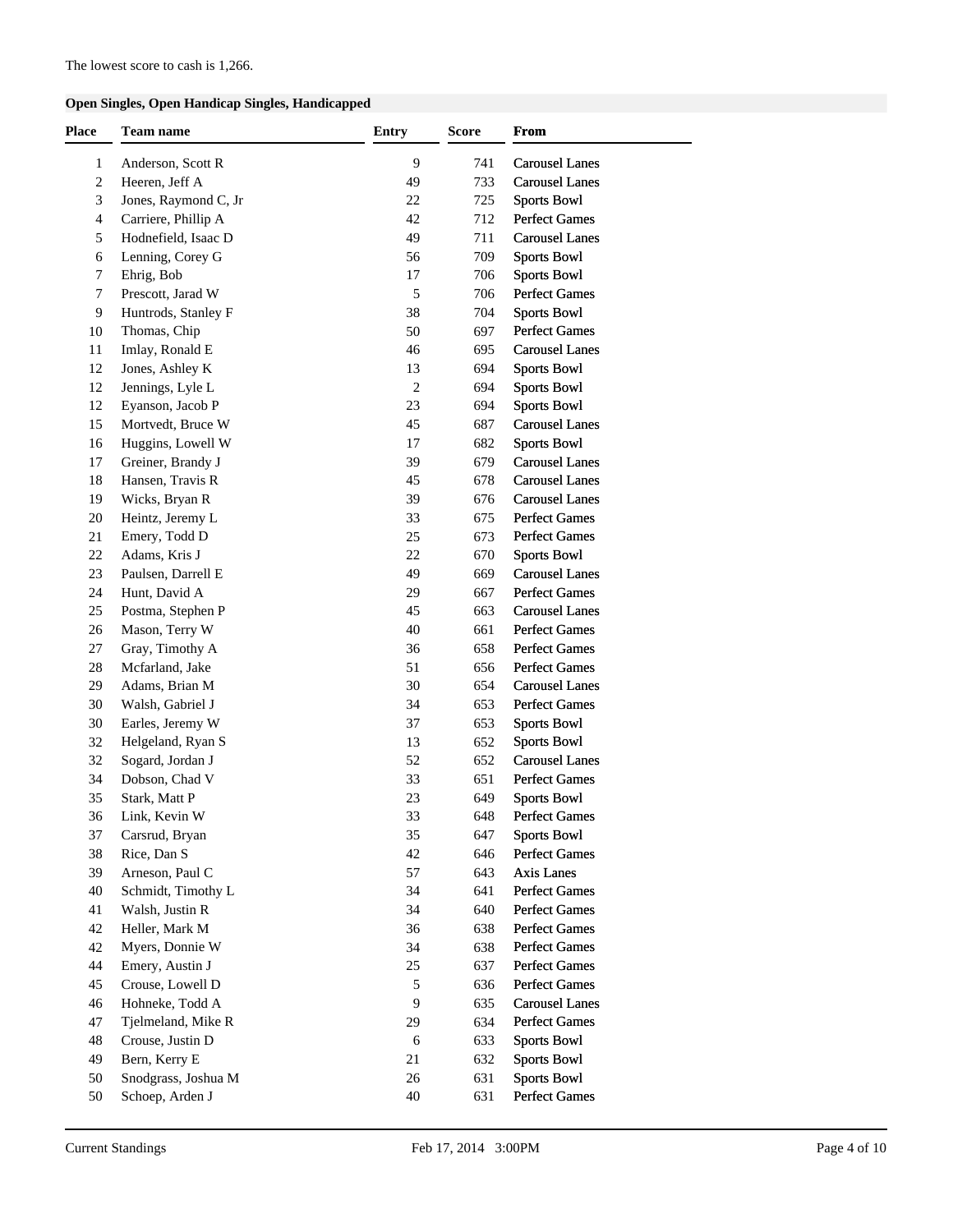The lowest score to cash is 1,266.

### Open Singles, Open Handicap Singles, Handicapped

| Place | Team name | Entry | Score | From |
|---|---|---|---|---|
| 1 | Anderson, Scott R | 9 | 741 | Carousel Lanes |
| 2 | Heeren, Jeff A | 49 | 733 | Carousel Lanes |
| 3 | Jones, Raymond C, Jr | 22 | 725 | Sports Bowl |
| 4 | Carriere, Phillip A | 42 | 712 | Perfect Games |
| 5 | Hodnefield, Isaac D | 49 | 711 | Carousel Lanes |
| 6 | Lenning, Corey G | 56 | 709 | Sports Bowl |
| 7 | Ehrig, Bob | 17 | 706 | Sports Bowl |
| 7 | Prescott, Jarad W | 5 | 706 | Perfect Games |
| 9 | Huntrods, Stanley F | 38 | 704 | Sports Bowl |
| 10 | Thomas, Chip | 50 | 697 | Perfect Games |
| 11 | Imlay, Ronald E | 46 | 695 | Carousel Lanes |
| 12 | Jones, Ashley K | 13 | 694 | Sports Bowl |
| 12 | Jennings, Lyle L | 2 | 694 | Sports Bowl |
| 12 | Eyanson, Jacob P | 23 | 694 | Sports Bowl |
| 15 | Mortvedt, Bruce W | 45 | 687 | Carousel Lanes |
| 16 | Huggins, Lowell W | 17 | 682 | Sports Bowl |
| 17 | Greiner, Brandy J | 39 | 679 | Carousel Lanes |
| 18 | Hansen, Travis R | 45 | 678 | Carousel Lanes |
| 19 | Wicks, Bryan R | 39 | 676 | Carousel Lanes |
| 20 | Heintz, Jeremy L | 33 | 675 | Perfect Games |
| 21 | Emery, Todd D | 25 | 673 | Perfect Games |
| 22 | Adams, Kris J | 22 | 670 | Sports Bowl |
| 23 | Paulsen, Darrell E | 49 | 669 | Carousel Lanes |
| 24 | Hunt, David A | 29 | 667 | Perfect Games |
| 25 | Postma, Stephen P | 45 | 663 | Carousel Lanes |
| 26 | Mason, Terry W | 40 | 661 | Perfect Games |
| 27 | Gray, Timothy A | 36 | 658 | Perfect Games |
| 28 | Mcfarland, Jake | 51 | 656 | Perfect Games |
| 29 | Adams, Brian M | 30 | 654 | Carousel Lanes |
| 30 | Walsh, Gabriel J | 34 | 653 | Perfect Games |
| 30 | Earles, Jeremy W | 37 | 653 | Sports Bowl |
| 32 | Helgeland, Ryan S | 13 | 652 | Sports Bowl |
| 32 | Sogard, Jordan J | 52 | 652 | Carousel Lanes |
| 34 | Dobson, Chad V | 33 | 651 | Perfect Games |
| 35 | Stark, Matt P | 23 | 649 | Sports Bowl |
| 36 | Link, Kevin W | 33 | 648 | Perfect Games |
| 37 | Carsrud, Bryan | 35 | 647 | Sports Bowl |
| 38 | Rice, Dan S | 42 | 646 | Perfect Games |
| 39 | Arneson, Paul C | 57 | 643 | Axis Lanes |
| 40 | Schmidt, Timothy L | 34 | 641 | Perfect Games |
| 41 | Walsh, Justin R | 34 | 640 | Perfect Games |
| 42 | Heller, Mark M | 36 | 638 | Perfect Games |
| 42 | Myers, Donnie W | 34 | 638 | Perfect Games |
| 44 | Emery, Austin J | 25 | 637 | Perfect Games |
| 45 | Crouse, Lowell D | 5 | 636 | Perfect Games |
| 46 | Hohneke, Todd A | 9 | 635 | Carousel Lanes |
| 47 | Tjelmeland, Mike R | 29 | 634 | Perfect Games |
| 48 | Crouse, Justin D | 6 | 633 | Sports Bowl |
| 49 | Bern, Kerry E | 21 | 632 | Sports Bowl |
| 50 | Snodgrass, Joshua M | 26 | 631 | Sports Bowl |
| 50 | Schoep, Arden J | 40 | 631 | Perfect Games |

Current Standings Feb 17, 2014 3:00PM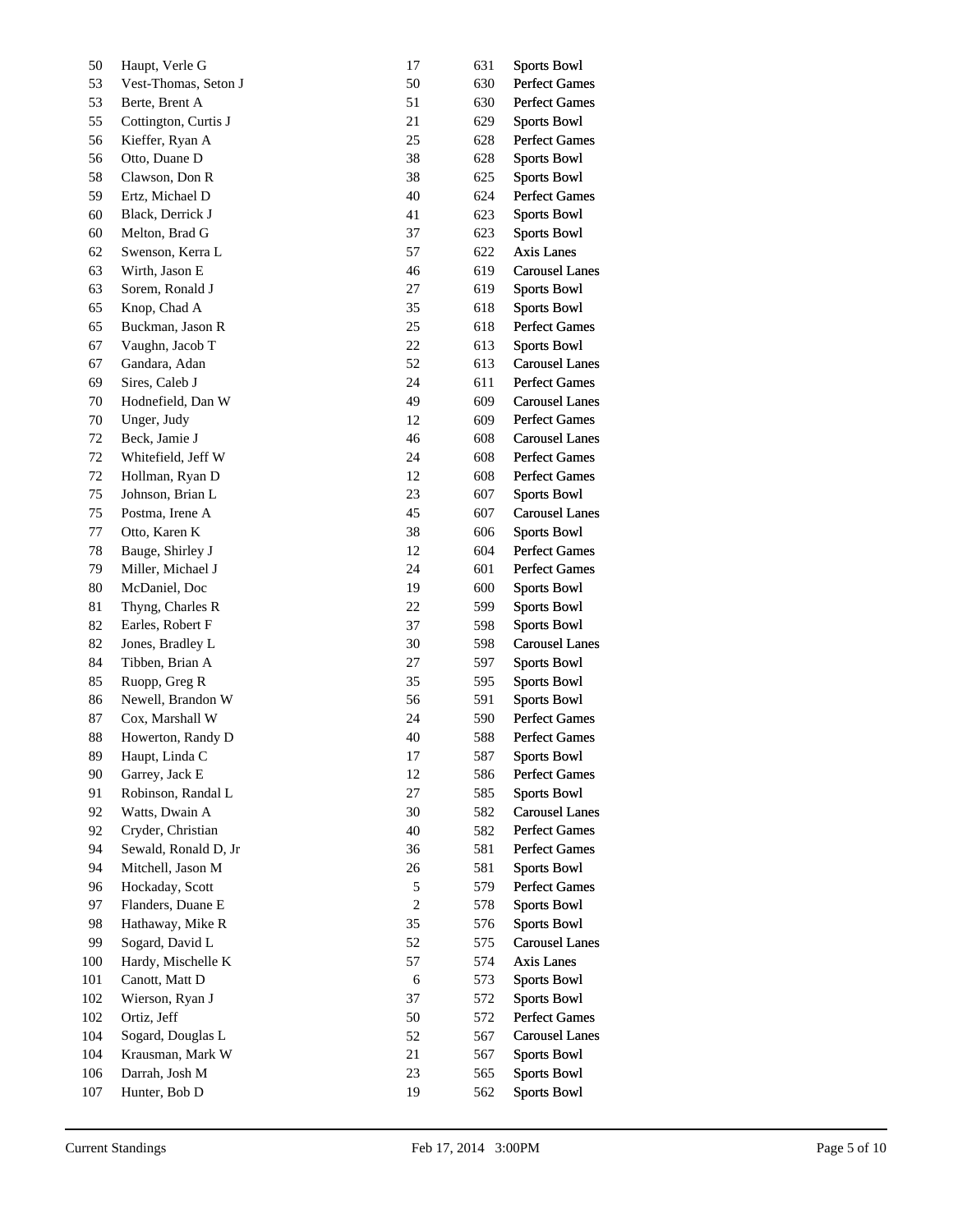| | | | | |
|---|---|---|---|---|
| 50 | Haupt, Verle G | 17 | 631 | Sports Bowl |
| 53 | Vest-Thomas, Seton J | 50 | 630 | Perfect Games |
| 53 | Berte, Brent A | 51 | 630 | Perfect Games |
| 55 | Cottington, Curtis J | 21 | 629 | Sports Bowl |
| 56 | Kieffer, Ryan A | 25 | 628 | Perfect Games |
| 56 | Otto, Duane D | 38 | 628 | Sports Bowl |
| 58 | Clawson, Don R | 38 | 625 | Sports Bowl |
| 59 | Ertz, Michael D | 40 | 624 | Perfect Games |
| 60 | Black, Derrick J | 41 | 623 | Sports Bowl |
| 60 | Melton, Brad G | 37 | 623 | Sports Bowl |
| 62 | Swenson, Kerra L | 57 | 622 | Axis Lanes |
| 63 | Wirth, Jason E | 46 | 619 | Carousel Lanes |
| 63 | Sorem, Ronald J | 27 | 619 | Sports Bowl |
| 65 | Knop, Chad A | 35 | 618 | Sports Bowl |
| 65 | Buckman, Jason R | 25 | 618 | Perfect Games |
| 67 | Vaughn, Jacob T | 22 | 613 | Sports Bowl |
| 67 | Gandara, Adan | 52 | 613 | Carousel Lanes |
| 69 | Sires, Caleb J | 24 | 611 | Perfect Games |
| 70 | Hodnefield, Dan W | 49 | 609 | Carousel Lanes |
| 70 | Unger, Judy | 12 | 609 | Perfect Games |
| 72 | Beck, Jamie J | 46 | 608 | Carousel Lanes |
| 72 | Whitefield, Jeff W | 24 | 608 | Perfect Games |
| 72 | Hollman, Ryan D | 12 | 608 | Perfect Games |
| 75 | Johnson, Brian L | 23 | 607 | Sports Bowl |
| 75 | Postma, Irene A | 45 | 607 | Carousel Lanes |
| 77 | Otto, Karen K | 38 | 606 | Sports Bowl |
| 78 | Bauge, Shirley J | 12 | 604 | Perfect Games |
| 79 | Miller, Michael J | 24 | 601 | Perfect Games |
| 80 | McDaniel, Doc | 19 | 600 | Sports Bowl |
| 81 | Thyng, Charles R | 22 | 599 | Sports Bowl |
| 82 | Earles, Robert F | 37 | 598 | Sports Bowl |
| 82 | Jones, Bradley L | 30 | 598 | Carousel Lanes |
| 84 | Tibben, Brian A | 27 | 597 | Sports Bowl |
| 85 | Ruopp, Greg R | 35 | 595 | Sports Bowl |
| 86 | Newell, Brandon W | 56 | 591 | Sports Bowl |
| 87 | Cox, Marshall W | 24 | 590 | Perfect Games |
| 88 | Howerton, Randy D | 40 | 588 | Perfect Games |
| 89 | Haupt, Linda C | 17 | 587 | Sports Bowl |
| 90 | Garrey, Jack E | 12 | 586 | Perfect Games |
| 91 | Robinson, Randal L | 27 | 585 | Sports Bowl |
| 92 | Watts, Dwain A | 30 | 582 | Carousel Lanes |
| 92 | Cryder, Christian | 40 | 582 | Perfect Games |
| 94 | Sewald, Ronald D, Jr | 36 | 581 | Perfect Games |
| 94 | Mitchell, Jason M | 26 | 581 | Sports Bowl |
| 96 | Hockaday, Scott | 5 | 579 | Perfect Games |
| 97 | Flanders, Duane E | 2 | 578 | Sports Bowl |
| 98 | Hathaway, Mike R | 35 | 576 | Sports Bowl |
| 99 | Sogard, David L | 52 | 575 | Carousel Lanes |
| 100 | Hardy, Mischelle K | 57 | 574 | Axis Lanes |
| 101 | Canott, Matt D | 6 | 573 | Sports Bowl |
| 102 | Wierson, Ryan J | 37 | 572 | Sports Bowl |
| 102 | Ortiz, Jeff | 50 | 572 | Perfect Games |
| 104 | Sogard, Douglas L | 52 | 567 | Carousel Lanes |
| 104 | Krausman, Mark W | 21 | 567 | Sports Bowl |
| 106 | Darrah, Josh M | 23 | 565 | Sports Bowl |
| 107 | Hunter, Bob D | 19 | 562 | Sports Bowl |

Current Standings Feb 17, 2014 3:00PM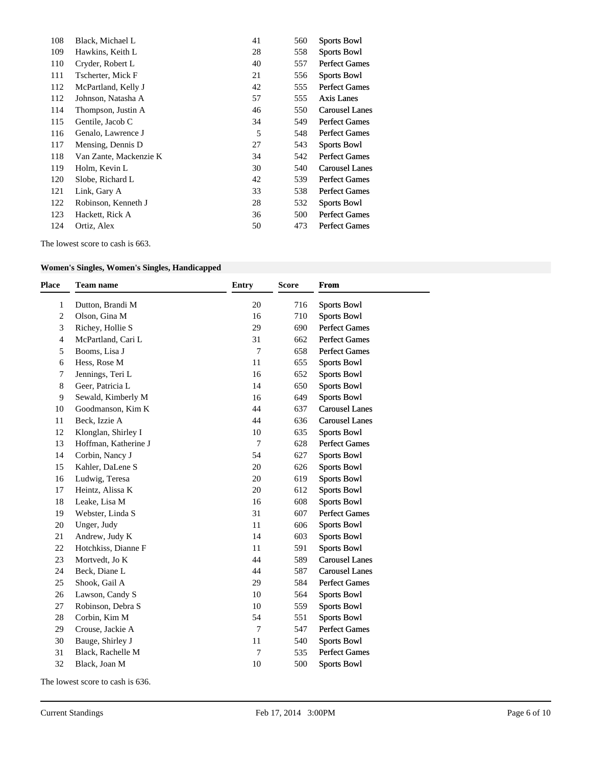| | | | | |
|---|---|---|---|---|
| 108 | Black, Michael L | 41 | 560 | Sports Bowl |
| 109 | Hawkins, Keith L | 28 | 558 | Sports Bowl |
| 110 | Cryder, Robert L | 40 | 557 | Perfect Games |
| 111 | Tscherter, Mick F | 21 | 556 | Sports Bowl |
| 112 | McPartland, Kelly J | 42 | 555 | Perfect Games |
| 112 | Johnson, Natasha A | 57 | 555 | Axis Lanes |
| 114 | Thompson, Justin A | 46 | 550 | Carousel Lanes |
| 115 | Gentile, Jacob C | 34 | 549 | Perfect Games |
| 116 | Genalo, Lawrence J | 5 | 548 | Perfect Games |
| 117 | Mensing, Dennis D | 27 | 543 | Sports Bowl |
| 118 | Van Zante, Mackenzie K | 34 | 542 | Perfect Games |
| 119 | Holm, Kevin L | 30 | 540 | Carousel Lanes |
| 120 | Slobe, Richard L | 42 | 539 | Perfect Games |
| 121 | Link, Gary A | 33 | 538 | Perfect Games |
| 122 | Robinson, Kenneth J | 28 | 532 | Sports Bowl |
| 123 | Hackett, Rick A | 36 | 500 | Perfect Games |
| 124 | Ortiz, Alex | 50 | 473 | Perfect Games |

The lowest score to cash is 663.

**Women's Singles, Women's Singles, Handicapped**

| Place | Team name | Entry | Score | From |
|---|---|---|---|---|
| 1 | Dutton, Brandi M | 20 | 716 | Sports Bowl |
| 2 | Olson, Gina M | 16 | 710 | Sports Bowl |
| 3 | Richey, Hollie S | 29 | 690 | Perfect Games |
| 4 | McPartland, Cari L | 31 | 662 | Perfect Games |
| 5 | Booms, Lisa J | 7 | 658 | Perfect Games |
| 6 | Hess, Rose M | 11 | 655 | Sports Bowl |
| 7 | Jennings, Teri L | 16 | 652 | Sports Bowl |
| 8 | Geer, Patricia L | 14 | 650 | Sports Bowl |
| 9 | Sewald, Kimberly M | 16 | 649 | Sports Bowl |
| 10 | Goodmanson, Kim K | 44 | 637 | Carousel Lanes |
| 11 | Beck, Izzie A | 44 | 636 | Carousel Lanes |
| 12 | Klonglan, Shirley I | 10 | 635 | Sports Bowl |
| 13 | Hoffman, Katherine J | 7 | 628 | Perfect Games |
| 14 | Corbin, Nancy J | 54 | 627 | Sports Bowl |
| 15 | Kahler, DaLene S | 20 | 626 | Sports Bowl |
| 16 | Ludwig, Teresa | 20 | 619 | Sports Bowl |
| 17 | Heintz, Alissa K | 20 | 612 | Sports Bowl |
| 18 | Leake, Lisa M | 16 | 608 | Sports Bowl |
| 19 | Webster, Linda S | 31 | 607 | Perfect Games |
| 20 | Unger, Judy | 11 | 606 | Sports Bowl |
| 21 | Andrew, Judy K | 14 | 603 | Sports Bowl |
| 22 | Hotchkiss, Dianne F | 11 | 591 | Sports Bowl |
| 23 | Mortvedt, Jo K | 44 | 589 | Carousel Lanes |
| 24 | Beck, Diane L | 44 | 587 | Carousel Lanes |
| 25 | Shook, Gail A | 29 | 584 | Perfect Games |
| 26 | Lawson, Candy S | 10 | 564 | Sports Bowl |
| 27 | Robinson, Debra S | 10 | 559 | Sports Bowl |
| 28 | Corbin, Kim M | 54 | 551 | Sports Bowl |
| 29 | Crouse, Jackie A | 7 | 547 | Perfect Games |
| 30 | Bauge, Shirley J | 11 | 540 | Sports Bowl |
| 31 | Black, Rachelle M | 7 | 535 | Perfect Games |
| 32 | Black, Joan M | 10 | 500 | Sports Bowl |

The lowest score to cash is 636.

Current Standings Feb 17, 2014 3:00PM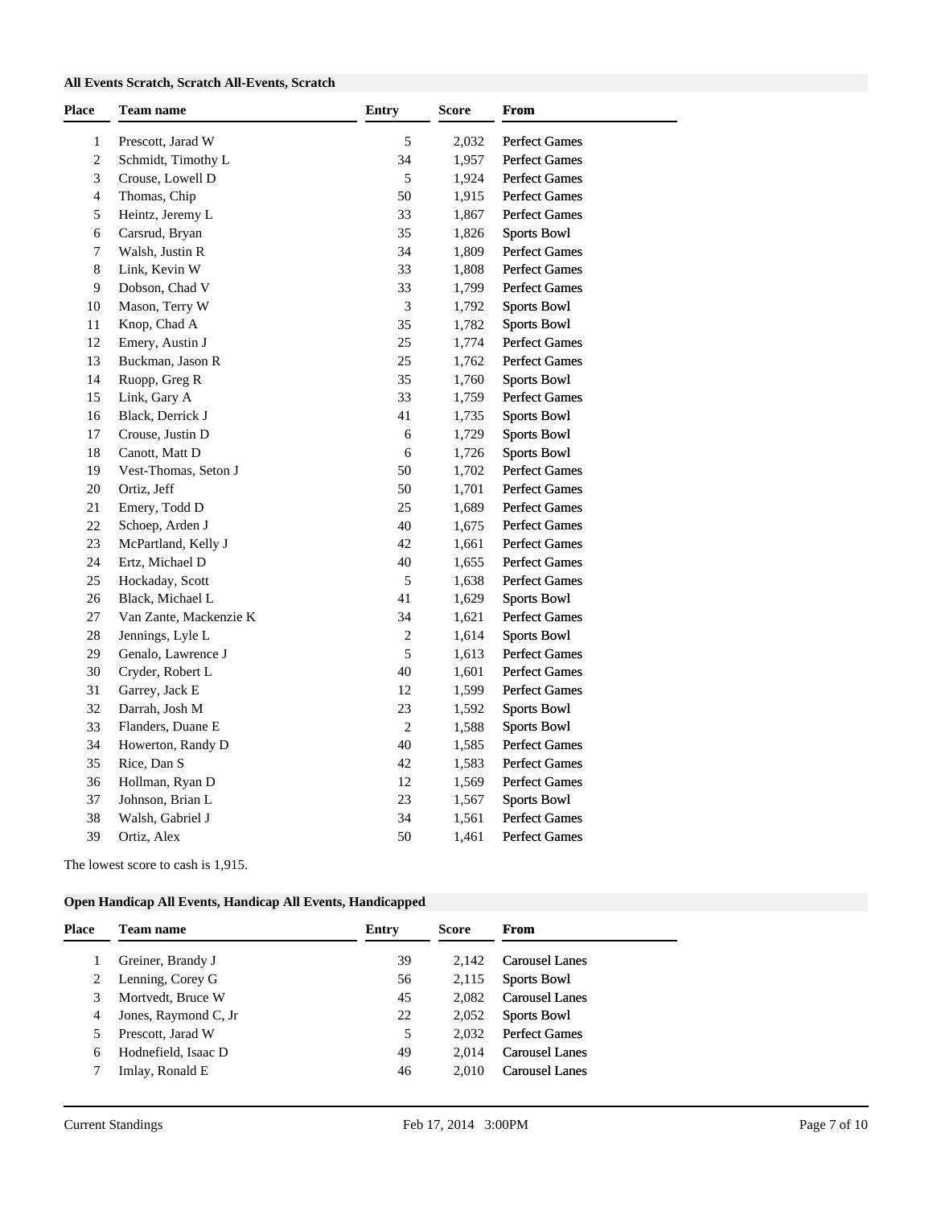### All Events Scratch, Scratch All-Events, Scratch

| Place | Team name | Entry | Score | From |
|---|---|---|---|---|
| 1 | Prescott, Jarad W | 5 | 2,032 | Perfect Games |
| 2 | Schmidt, Timothy L | 34 | 1,957 | Perfect Games |
| 3 | Crouse, Lowell D | 5 | 1,924 | Perfect Games |
| 4 | Thomas, Chip | 50 | 1,915 | Perfect Games |
| 5 | Heintz, Jeremy L | 33 | 1,867 | Perfect Games |
| 6 | Carsrud, Bryan | 35 | 1,826 | Sports Bowl |
| 7 | Walsh, Justin R | 34 | 1,809 | Perfect Games |
| 8 | Link, Kevin W | 33 | 1,808 | Perfect Games |
| 9 | Dobson, Chad V | 33 | 1,799 | Perfect Games |
| 10 | Mason, Terry W | 3 | 1,792 | Sports Bowl |
| 11 | Knop, Chad A | 35 | 1,782 | Sports Bowl |
| 12 | Emery, Austin J | 25 | 1,774 | Perfect Games |
| 13 | Buckman, Jason R | 25 | 1,762 | Perfect Games |
| 14 | Ruopp, Greg R | 35 | 1,760 | Sports Bowl |
| 15 | Link, Gary A | 33 | 1,759 | Perfect Games |
| 16 | Black, Derrick J | 41 | 1,735 | Sports Bowl |
| 17 | Crouse, Justin D | 6 | 1,729 | Sports Bowl |
| 18 | Canott, Matt D | 6 | 1,726 | Sports Bowl |
| 19 | Vest-Thomas, Seton J | 50 | 1,702 | Perfect Games |
| 20 | Ortiz, Jeff | 50 | 1,701 | Perfect Games |
| 21 | Emery, Todd D | 25 | 1,689 | Perfect Games |
| 22 | Schoep, Arden J | 40 | 1,675 | Perfect Games |
| 23 | McPartland, Kelly J | 42 | 1,661 | Perfect Games |
| 24 | Ertz, Michael D | 40 | 1,655 | Perfect Games |
| 25 | Hockaday, Scott | 5 | 1,638 | Perfect Games |
| 26 | Black, Michael L | 41 | 1,629 | Sports Bowl |
| 27 | Van Zante, Mackenzie K | 34 | 1,621 | Perfect Games |
| 28 | Jennings, Lyle L | 2 | 1,614 | Sports Bowl |
| 29 | Genalo, Lawrence J | 5 | 1,613 | Perfect Games |
| 30 | Cryder, Robert L | 40 | 1,601 | Perfect Games |
| 31 | Garrey, Jack E | 12 | 1,599 | Perfect Games |
| 32 | Darrah, Josh M | 23 | 1,592 | Sports Bowl |
| 33 | Flanders, Duane E | 2 | 1,588 | Sports Bowl |
| 34 | Howerton, Randy D | 40 | 1,585 | Perfect Games |
| 35 | Rice, Dan S | 42 | 1,583 | Perfect Games |
| 36 | Hollman, Ryan D | 12 | 1,569 | Perfect Games |
| 37 | Johnson, Brian L | 23 | 1,567 | Sports Bowl |
| 38 | Walsh, Gabriel J | 34 | 1,561 | Perfect Games |
| 39 | Ortiz, Alex | 50 | 1,461 | Perfect Games |

The lowest score to cash is 1,915.

### Open Handicap All Events, Handicap All Events, Handicapped

| Place | Team name | Entry | Score | From |
|---|---|---|---|---|
| 1 | Greiner, Brandy J | 39 | 2,142 | Carousel Lanes |
| 2 | Lenning, Corey G | 56 | 2,115 | Sports Bowl |
| 3 | Mortvedt, Bruce W | 45 | 2,082 | Carousel Lanes |
| 4 | Jones, Raymond C, Jr | 22 | 2,052 | Sports Bowl |
| 5 | Prescott, Jarad W | 5 | 2,032 | Perfect Games |
| 6 | Hodnefield, Isaac D | 49 | 2,014 | Carousel Lanes |
| 7 | Imlay, Ronald E | 46 | 2,010 | Carousel Lanes |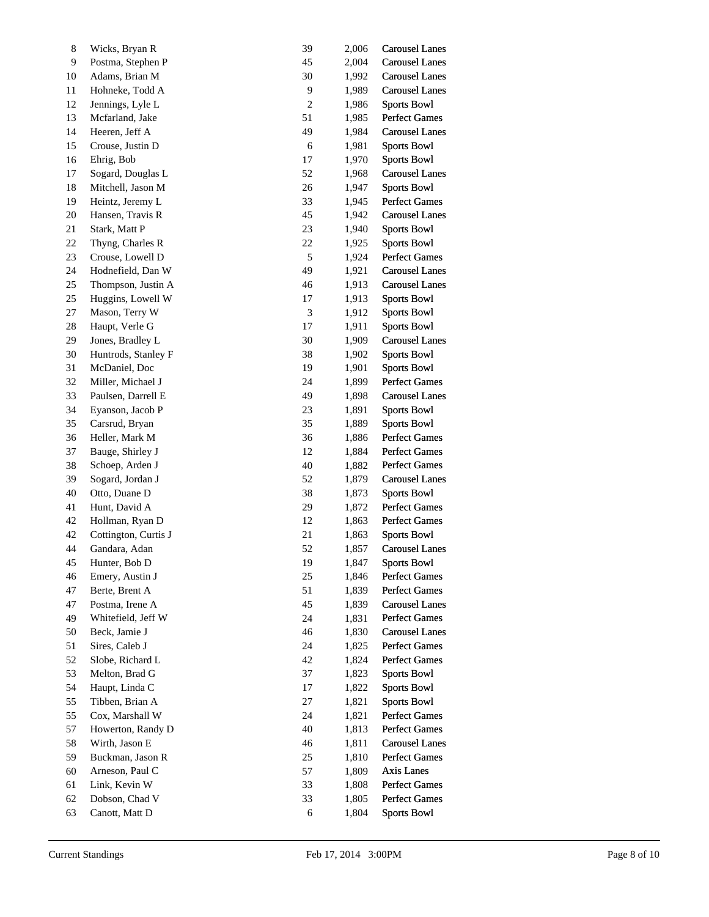| | | | | |
|---|---|---|---|---|
| 8 | Wicks, Bryan R | 39 | 2,006 | Carousel Lanes |
| 9 | Postma, Stephen P | 45 | 2,004 | Carousel Lanes |
| 10 | Adams, Brian M | 30 | 1,992 | Carousel Lanes |
| 11 | Hohneke, Todd A | 9 | 1,989 | Carousel Lanes |
| 12 | Jennings, Lyle L | 2 | 1,986 | Sports Bowl |
| 13 | Mcfarland, Jake | 51 | 1,985 | Perfect Games |
| 14 | Heeren, Jeff A | 49 | 1,984 | Carousel Lanes |
| 15 | Crouse, Justin D | 6 | 1,981 | Sports Bowl |
| 16 | Ehrig, Bob | 17 | 1,970 | Sports Bowl |
| 17 | Sogard, Douglas L | 52 | 1,968 | Carousel Lanes |
| 18 | Mitchell, Jason M | 26 | 1,947 | Sports Bowl |
| 19 | Heintz, Jeremy L | 33 | 1,945 | Perfect Games |
| 20 | Hansen, Travis R | 45 | 1,942 | Carousel Lanes |
| 21 | Stark, Matt P | 23 | 1,940 | Sports Bowl |
| 22 | Thyng, Charles R | 22 | 1,925 | Sports Bowl |
| 23 | Crouse, Lowell D | 5 | 1,924 | Perfect Games |
| 24 | Hodnefield, Dan W | 49 | 1,921 | Carousel Lanes |
| 25 | Thompson, Justin A | 46 | 1,913 | Carousel Lanes |
| 25 | Huggins, Lowell W | 17 | 1,913 | Sports Bowl |
| 27 | Mason, Terry W | 3 | 1,912 | Sports Bowl |
| 28 | Haupt, Verle G | 17 | 1,911 | Sports Bowl |
| 29 | Jones, Bradley L | 30 | 1,909 | Carousel Lanes |
| 30 | Huntrods, Stanley F | 38 | 1,902 | Sports Bowl |
| 31 | McDaniel, Doc | 19 | 1,901 | Sports Bowl |
| 32 | Miller, Michael J | 24 | 1,899 | Perfect Games |
| 33 | Paulsen, Darrell E | 49 | 1,898 | Carousel Lanes |
| 34 | Eyanson, Jacob P | 23 | 1,891 | Sports Bowl |
| 35 | Carsrud, Bryan | 35 | 1,889 | Sports Bowl |
| 36 | Heller, Mark M | 36 | 1,886 | Perfect Games |
| 37 | Bauge, Shirley J | 12 | 1,884 | Perfect Games |
| 38 | Schoep, Arden J | 40 | 1,882 | Perfect Games |
| 39 | Sogard, Jordan J | 52 | 1,879 | Carousel Lanes |
| 40 | Otto, Duane D | 38 | 1,873 | Sports Bowl |
| 41 | Hunt, David A | 29 | 1,872 | Perfect Games |
| 42 | Hollman, Ryan D | 12 | 1,863 | Perfect Games |
| 42 | Cottington, Curtis J | 21 | 1,863 | Sports Bowl |
| 44 | Gandara, Adan | 52 | 1,857 | Carousel Lanes |
| 45 | Hunter, Bob D | 19 | 1,847 | Sports Bowl |
| 46 | Emery, Austin J | 25 | 1,846 | Perfect Games |
| 47 | Berte, Brent A | 51 | 1,839 | Perfect Games |
| 47 | Postma, Irene A | 45 | 1,839 | Carousel Lanes |
| 49 | Whitefield, Jeff W | 24 | 1,831 | Perfect Games |
| 50 | Beck, Jamie J | 46 | 1,830 | Carousel Lanes |
| 51 | Sires, Caleb J | 24 | 1,825 | Perfect Games |
| 52 | Slobe, Richard L | 42 | 1,824 | Perfect Games |
| 53 | Melton, Brad G | 37 | 1,823 | Sports Bowl |
| 54 | Haupt, Linda C | 17 | 1,822 | Sports Bowl |
| 55 | Tibben, Brian A | 27 | 1,821 | Sports Bowl |
| 55 | Cox, Marshall W | 24 | 1,821 | Perfect Games |
| 57 | Howerton, Randy D | 40 | 1,813 | Perfect Games |
| 58 | Wirth, Jason E | 46 | 1,811 | Carousel Lanes |
| 59 | Buckman, Jason R | 25 | 1,810 | Perfect Games |
| 60 | Arneson, Paul C | 57 | 1,809 | Axis Lanes |
| 61 | Link, Kevin W | 33 | 1,808 | Perfect Games |
| 62 | Dobson, Chad V | 33 | 1,805 | Perfect Games |
| 63 | Canott, Matt D | 6 | 1,804 | Sports Bowl |

Current Standings Feb 17, 2014 3:00PM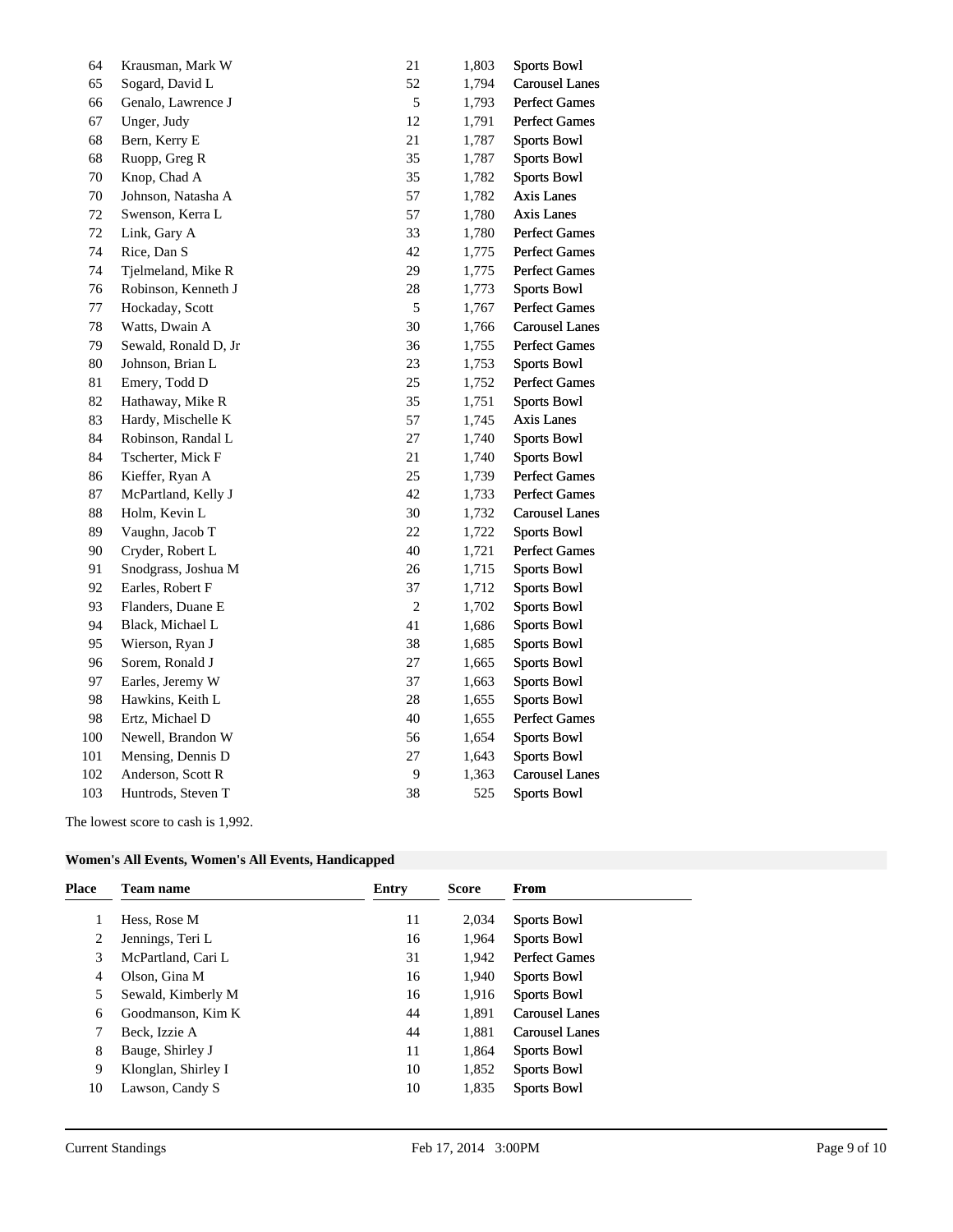| | | | | |
|---|---|---|---|---|
| 64 | Krausman, Mark W | 21 | 1,803 | Sports Bowl |
| 65 | Sogard, David L | 52 | 1,794 | Carousel Lanes |
| 66 | Genalo, Lawrence J | 5 | 1,793 | Perfect Games |
| 67 | Unger, Judy | 12 | 1,791 | Perfect Games |
| 68 | Bern, Kerry E | 21 | 1,787 | Sports Bowl |
| 68 | Ruopp, Greg R | 35 | 1,787 | Sports Bowl |
| 70 | Knop, Chad A | 35 | 1,782 | Sports Bowl |
| 70 | Johnson, Natasha A | 57 | 1,782 | Axis Lanes |
| 72 | Swenson, Kerra L | 57 | 1,780 | Axis Lanes |
| 72 | Link, Gary A | 33 | 1,780 | Perfect Games |
| 74 | Rice, Dan S | 42 | 1,775 | Perfect Games |
| 74 | Tjelmeland, Mike R | 29 | 1,775 | Perfect Games |
| 76 | Robinson, Kenneth J | 28 | 1,773 | Sports Bowl |
| 77 | Hockaday, Scott | 5 | 1,767 | Perfect Games |
| 78 | Watts, Dwain A | 30 | 1,766 | Carousel Lanes |
| 79 | Sewald, Ronald D, Jr | 36 | 1,755 | Perfect Games |
| 80 | Johnson, Brian L | 23 | 1,753 | Sports Bowl |
| 81 | Emery, Todd D | 25 | 1,752 | Perfect Games |
| 82 | Hathaway, Mike R | 35 | 1,751 | Sports Bowl |
| 83 | Hardy, Mischelle K | 57 | 1,745 | Axis Lanes |
| 84 | Robinson, Randal L | 27 | 1,740 | Sports Bowl |
| 84 | Tscherter, Mick F | 21 | 1,740 | Sports Bowl |
| 86 | Kieffer, Ryan A | 25 | 1,739 | Perfect Games |
| 87 | McPartland, Kelly J | 42 | 1,733 | Perfect Games |
| 88 | Holm, Kevin L | 30 | 1,732 | Carousel Lanes |
| 89 | Vaughn, Jacob T | 22 | 1,722 | Sports Bowl |
| 90 | Cryder, Robert L | 40 | 1,721 | Perfect Games |
| 91 | Snodgrass, Joshua M | 26 | 1,715 | Sports Bowl |
| 92 | Earles, Robert F | 37 | 1,712 | Sports Bowl |
| 93 | Flanders, Duane E | 2 | 1,702 | Sports Bowl |
| 94 | Black, Michael L | 41 | 1,686 | Sports Bowl |
| 95 | Wierson, Ryan J | 38 | 1,685 | Sports Bowl |
| 96 | Sorem, Ronald J | 27 | 1,665 | Sports Bowl |
| 97 | Earles, Jeremy W | 37 | 1,663 | Sports Bowl |
| 98 | Hawkins, Keith L | 28 | 1,655 | Sports Bowl |
| 98 | Ertz, Michael D | 40 | 1,655 | Perfect Games |
| 100 | Newell, Brandon W | 56 | 1,654 | Sports Bowl |
| 101 | Mensing, Dennis D | 27 | 1,643 | Sports Bowl |
| 102 | Anderson, Scott R | 9 | 1,363 | Carousel Lanes |
| 103 | Huntrods, Steven T | 38 | 525 | Sports Bowl |

The lowest score to cash is 1,992.

**Women's All Events, Women's All Events, Handicapped**

| Place | Team name | Entry | Score | From |
|---|---|---|---|---|
| 1 | Hess, Rose M | 11 | 2,034 | Sports Bowl |
| 2 | Jennings, Teri L | 16 | 1,964 | Sports Bowl |
| 3 | McPartland, Cari L | 31 | 1,942 | Perfect Games |
| 4 | Olson, Gina M | 16 | 1,940 | Sports Bowl |
| 5 | Sewald, Kimberly M | 16 | 1,916 | Sports Bowl |
| 6 | Goodmanson, Kim K | 44 | 1,891 | Carousel Lanes |
| 7 | Beck, Izzie A | 44 | 1,881 | Carousel Lanes |
| 8 | Bauge, Shirley J | 11 | 1,864 | Sports Bowl |
| 9 | Klonglan, Shirley I | 10 | 1,852 | Sports Bowl |
| 10 | Lawson, Candy S | 10 | 1,835 | Sports Bowl |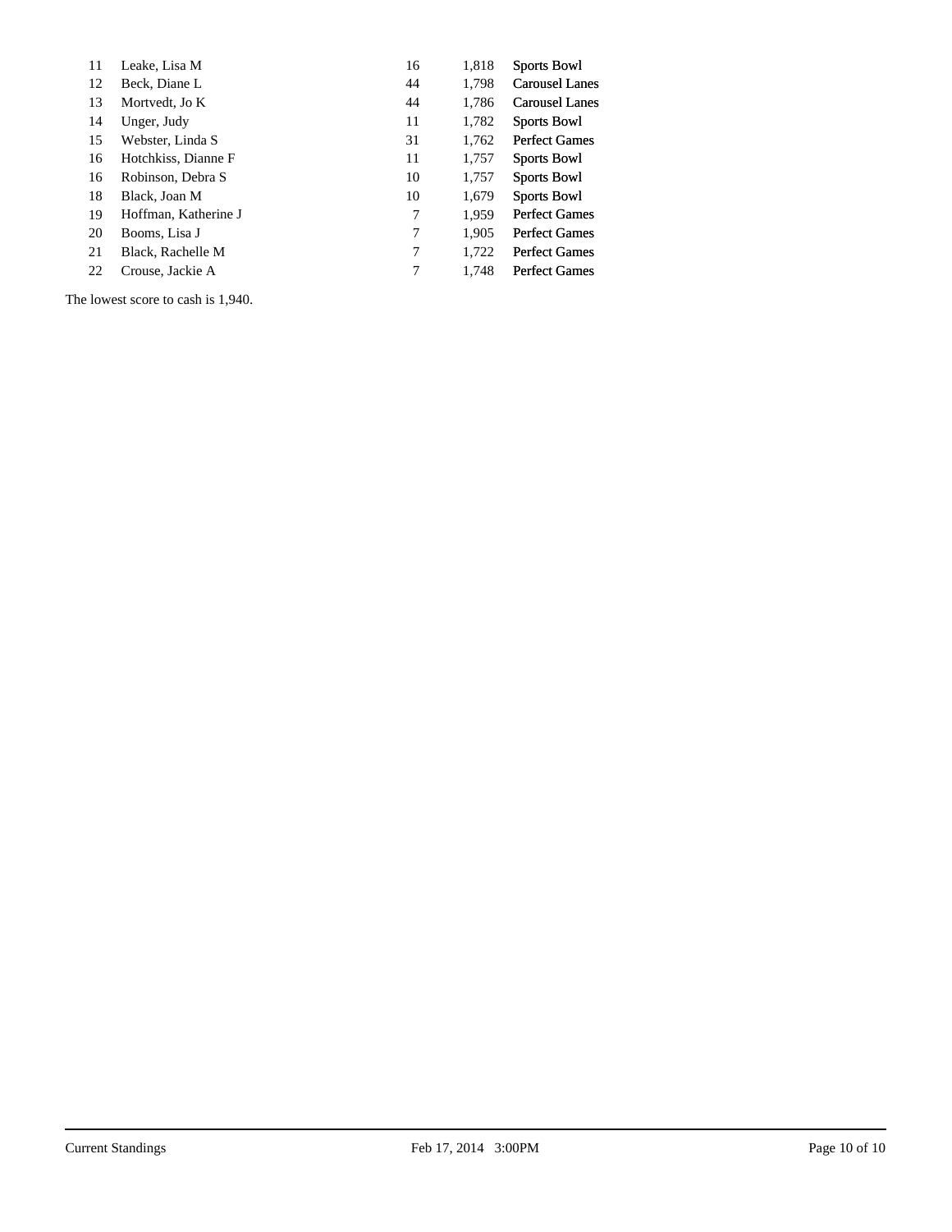| | | | | |
|---|---|---|---|---|
| 11 | Leake, Lisa M | 16 | 1,818 | Sports Bowl |
| 12 | Beck, Diane L | 44 | 1,798 | Carousel Lanes |
| 13 | Mortvedt, Jo K | 44 | 1,786 | Carousel Lanes |
| 14 | Unger, Judy | 11 | 1,782 | Sports Bowl |
| 15 | Webster, Linda S | 31 | 1,762 | Perfect Games |
| 16 | Hotchkiss, Dianne F | 11 | 1,757 | Sports Bowl |
| 16 | Robinson, Debra S | 10 | 1,757 | Sports Bowl |
| 18 | Black, Joan M | 10 | 1,679 | Sports Bowl |
| 19 | Hoffman, Katherine J | 7 | 1,959 | Perfect Games |
| 20 | Booms, Lisa J | 7 | 1,905 | Perfect Games |
| 21 | Black, Rachelle M | 7 | 1,722 | Perfect Games |
| 22 | Crouse, Jackie A | 7 | 1,748 | Perfect Games |

The lowest score to cash is 1,940.